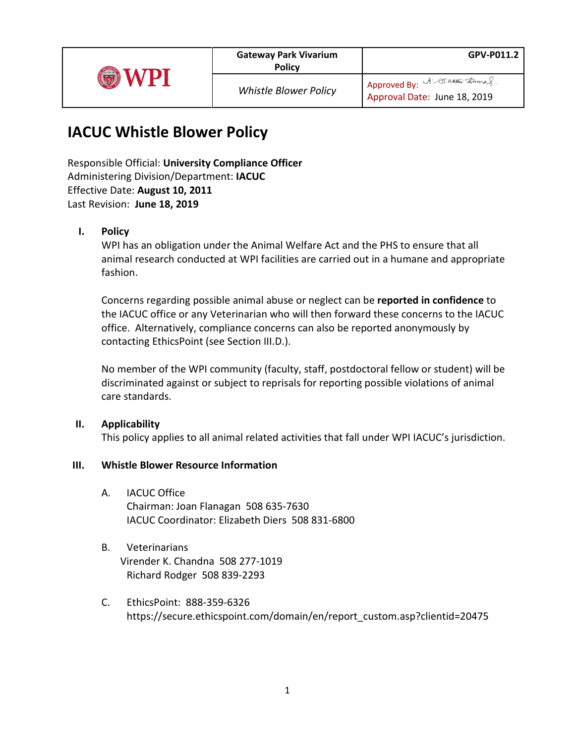| WPI | Gateway Park Vivarium Policy | GPV-P011.2 |
| --- | --- | --- |
| | *Whistle Blower Policy* | Approved By: A. Sakthi Kumar. Approval Date: June 18, 2019 |

# IACUC Whistle Blower Policy

Responsible Official: **University Compliance Officer**
Administering Division/Department: **IACUC**
Effective Date: **August 10, 2011**
Last Revision: **June 18, 2019**

## I. Policy

WPI has an obligation under the Animal Welfare Act and the PHS to ensure that all animal research conducted at WPI facilities are carried out in a humane and appropriate fashion.

Concerns regarding possible animal abuse or neglect can be **reported in confidence** to the IACUC office or any Veterinarian who will then forward these concerns to the IACUC office. Alternatively, compliance concerns can also be reported anonymously by contacting EthicsPoint (see Section III.D.).

No member of the WPI community (faculty, staff, postdoctoral fellow or student) will be discriminated against or subject to reprisals for reporting possible violations of animal care standards.

## II. Applicability

This policy applies to all animal related activities that fall under WPI IACUC's jurisdiction.

## III. Whistle Blower Resource Information

A. IACUC Office
Chairman: Joan Flanagan 508 635-7630
IACUC Coordinator: Elizabeth Diers 508 831-6800

B. Veterinarians
Virender K. Chandna 508 277-1019
Richard Rodger 508 839-2293

C. EthicsPoint: 888-359-6326
https://secure.ethicspoint.com/domain/en/report_custom.asp?clientid=20475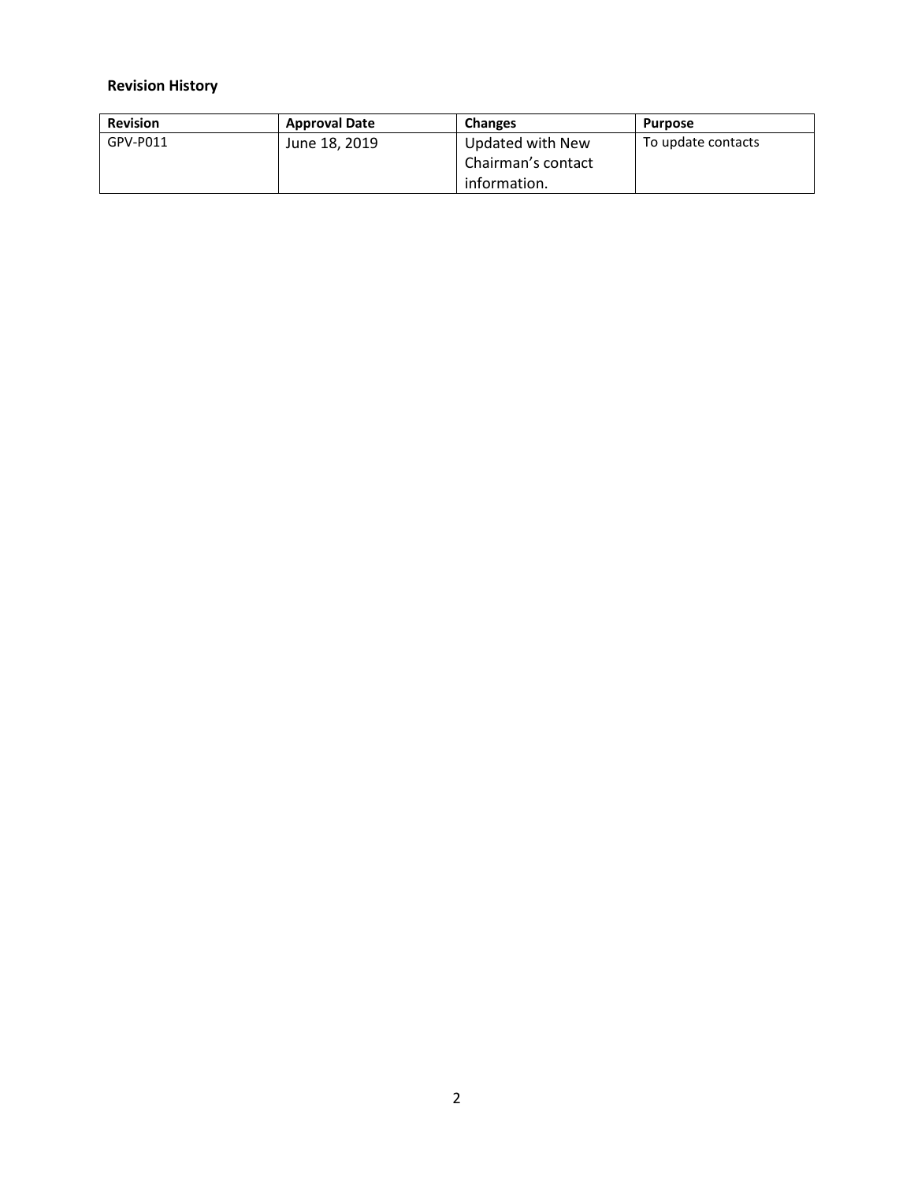**Revision History**

| Revision | Approval Date | Changes | Purpose |
| --- | --- | --- | --- |
| GPV-P011 | June 18, 2019 | Updated with New Chairman's contact information. | To update contacts |